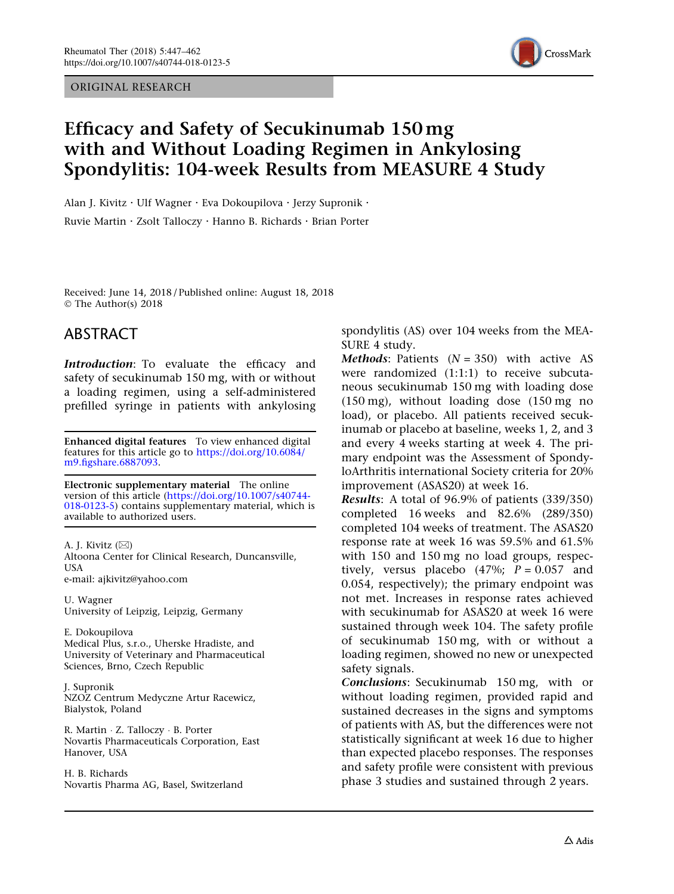ORIGINAL RESEARCH

# Efficacy and Safety of Secukinumab 150 mg with and Without Loading Regimen in Ankylosing Spondylitis: 104-week Results from MEASURE 4 Study

Alan J. Kivitz · Ulf Wagner · Eva Dokoupilova · Jerzy Supronik · Ruvie Martin · Zsolt Talloczy · Hanno B. Richards · Brian Porter

Received: June 14, 2018 / Published online: August 18, 2018
© The Author(s) 2018

## ABSTRACT

***Introduction***: To evaluate the efficacy and safety of secukinumab 150 mg, with or without a loading regimen, using a self-administered prefilled syringe in patients with ankylosing spondylitis (AS) over 104 weeks from the MEASURE 4 study.

***Methods***: Patients ($N = 350$) with active AS were randomized (1:1:1) to receive subcutaneous secukinumab 150 mg with loading dose (150 mg), without loading dose (150 mg no load), or placebo. All patients received secukinumab or placebo at baseline, weeks 1, 2, and 3 and every 4 weeks starting at week 4. The primary endpoint was the Assessment of SpondyloArthritis international Society criteria for 20% improvement (ASAS20) at week 16.

***Results***: A total of 96.9% of patients (339/350) completed 16 weeks and 82.6% (289/350) completed 104 weeks of treatment. The ASAS20 response rate at week 16 was 59.5% and 61.5% with 150 and 150 mg no load groups, respectively, versus placebo (47%; $P = 0.057$ and 0.054, respectively); the primary endpoint was not met. Increases in response rates achieved with secukinumab for ASAS20 at week 16 were sustained through week 104. The safety profile of secukinumab 150 mg, with or without a loading regimen, showed no new or unexpected safety signals.

***Conclusions***: Secukinumab 150 mg, with or without loading regimen, provided rapid and sustained decreases in the signs and symptoms of patients with AS, but the differences were not statistically significant at week 16 due to higher than expected placebo responses. The responses and safety profile were consistent with previous phase 3 studies and sustained through 2 years.

---

**Enhanced digital features** To view enhanced digital features for this article go to https://doi.org/10.6084/m9.figshare.6887093.

**Electronic supplementary material** The online version of this article (https://doi.org/10.1007/s40744-018-0123-5) contains supplementary material, which is available to authorized users.

A. J. Kivitz (✉)
Altoona Center for Clinical Research, Duncansville, USA
e-mail: ajkivitz@yahoo.com

U. Wagner
University of Leipzig, Leipzig, Germany

E. Dokoupilova
Medical Plus, s.r.o., Uherske Hradiste, and University of Veterinary and Pharmaceutical Sciences, Brno, Czech Republic

J. Supronik
NZOZ Centrum Medyczne Artur Racewicz, Bialystok, Poland

R. Martin · Z. Talloczy · B. Porter
Novartis Pharmaceuticals Corporation, East Hanover, USA

H. B. Richards
Novartis Pharma AG, Basel, Switzerland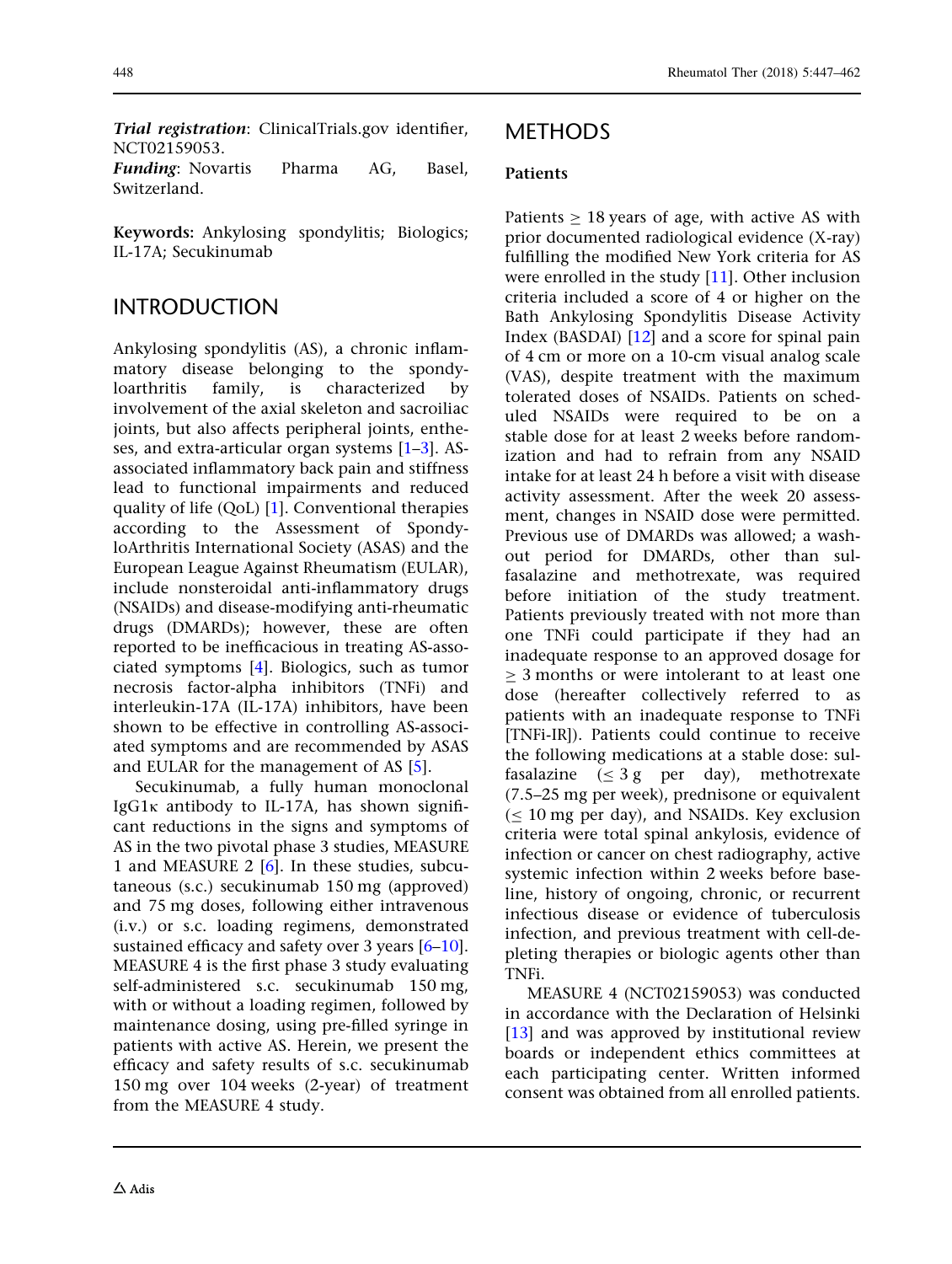***Trial registration***: ClinicalTrials.gov identifier, NCT02159053.
***Funding***: Novartis Pharma AG, Basel, Switzerland.

**Keywords:** Ankylosing spondylitis; Biologics; IL-17A; Secukinumab

## INTRODUCTION

Ankylosing spondylitis (AS), a chronic inflammatory disease belonging to the spondyloarthritis family, is characterized by involvement of the axial skeleton and sacroiliac joints, but also affects peripheral joints, entheses, and extra-articular organ systems [1–3]. AS-associated inflammatory back pain and stiffness lead to functional impairments and reduced quality of life (QoL) [1]. Conventional therapies according to the Assessment of SpondyloArthritis International Society (ASAS) and the European League Against Rheumatism (EULAR), include nonsteroidal anti-inflammatory drugs (NSAIDs) and disease-modifying anti-rheumatic drugs (DMARDs); however, these are often reported to be inefficacious in treating AS-associated symptoms [4]. Biologics, such as tumor necrosis factor-alpha inhibitors (TNFi) and interleukin-17A (IL-17A) inhibitors, have been shown to be effective in controlling AS-associated symptoms and are recommended by ASAS and EULAR for the management of AS [5].

Secukinumab, a fully human monoclonal IgG1κ antibody to IL-17A, has shown significant reductions in the signs and symptoms of AS in the two pivotal phase 3 studies, MEASURE 1 and MEASURE 2 [6]. In these studies, subcutaneous (s.c.) secukinumab 150 mg (approved) and 75 mg doses, following either intravenous (i.v.) or s.c. loading regimens, demonstrated sustained efficacy and safety over 3 years [6–10]. MEASURE 4 is the first phase 3 study evaluating self-administered s.c. secukinumab 150 mg, with or without a loading regimen, followed by maintenance dosing, using pre-filled syringe in patients with active AS. Herein, we present the efficacy and safety results of s.c. secukinumab 150 mg over 104 weeks (2-year) of treatment from the MEASURE 4 study.

## METHODS

### Patients

Patients $\geq$ 18 years of age, with active AS with prior documented radiological evidence (X-ray) fulfilling the modified New York criteria for AS were enrolled in the study [11]. Other inclusion criteria included a score of 4 or higher on the Bath Ankylosing Spondylitis Disease Activity Index (BASDAI) [12] and a score for spinal pain of 4 cm or more on a 10-cm visual analog scale (VAS), despite treatment with the maximum tolerated doses of NSAIDs. Patients on scheduled NSAIDs were required to be on a stable dose for at least 2 weeks before randomization and had to refrain from any NSAID intake for at least 24 h before a visit with disease activity assessment. After the week 20 assessment, changes in NSAID dose were permitted. Previous use of DMARDs was allowed; a washout period for DMARDs, other than sulfasalazine and methotrexate, was required before initiation of the study treatment. Patients previously treated with not more than one TNFi could participate if they had an inadequate response to an approved dosage for $\geq$ 3 months or were intolerant to at least one dose (hereafter collectively referred to as patients with an inadequate response to TNFi [TNFi-IR]). Patients could continue to receive the following medications at a stable dose: sulfasalazine ($\leq$ 3 g per day), methotrexate (7.5–25 mg per week), prednisone or equivalent ($\leq$ 10 mg per day), and NSAIDs. Key exclusion criteria were total spinal ankylosis, evidence of infection or cancer on chest radiography, active systemic infection within 2 weeks before baseline, history of ongoing, chronic, or recurrent infectious disease or evidence of tuberculosis infection, and previous treatment with cell-depleting therapies or biologic agents other than TNFi.

MEASURE 4 (NCT02159053) was conducted in accordance with the Declaration of Helsinki [13] and was approved by institutional review boards or independent ethics committees at each participating center. Written informed consent was obtained from all enrolled patients.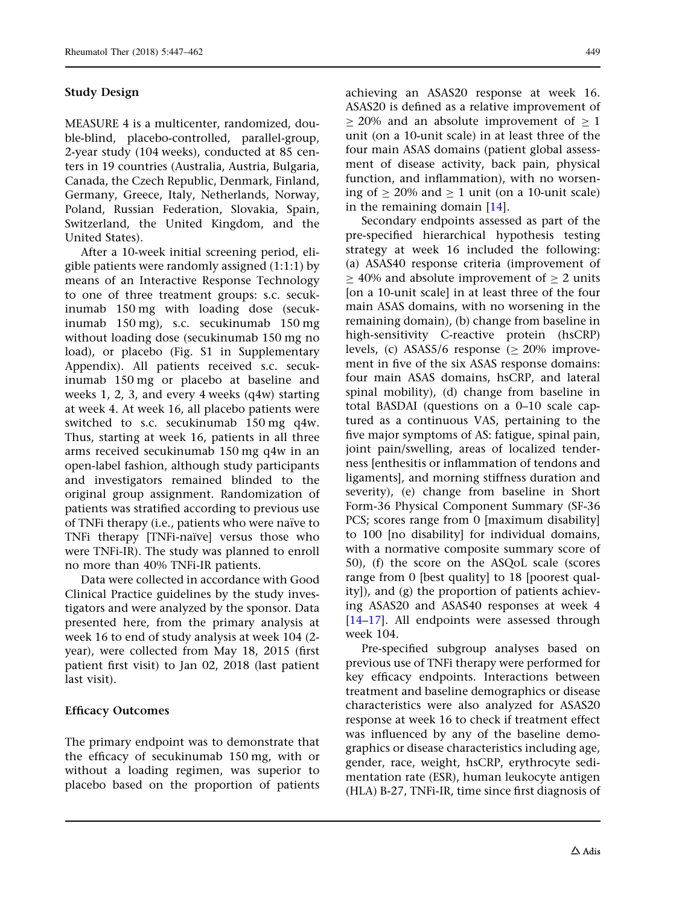### Study Design

MEASURE 4 is a multicenter, randomized, double-blind, placebo-controlled, parallel-group, 2-year study (104 weeks), conducted at 85 centers in 19 countries (Australia, Austria, Bulgaria, Canada, the Czech Republic, Denmark, Finland, Germany, Greece, Italy, Netherlands, Norway, Poland, Russian Federation, Slovakia, Spain, Switzerland, the United Kingdom, and the United States).

After a 10-week initial screening period, eligible patients were randomly assigned (1:1:1) by means of an Interactive Response Technology to one of three treatment groups: s.c. secukinumab 150 mg with loading dose (secukinumab 150 mg), s.c. secukinumab 150 mg without loading dose (secukinumab 150 mg no load), or placebo (Fig. S1 in Supplementary Appendix). All patients received s.c. secukinumab 150 mg or placebo at baseline and weeks 1, 2, 3, and every 4 weeks (q4w) starting at week 4. At week 16, all placebo patients were switched to s.c. secukinumab 150 mg q4w. Thus, starting at week 16, patients in all three arms received secukinumab 150 mg q4w in an open-label fashion, although study participants and investigators remained blinded to the original group assignment. Randomization of patients was stratified according to previous use of TNFi therapy (i.e., patients who were naïve to TNFi therapy [TNFi-naïve] versus those who were TNFi-IR). The study was planned to enroll no more than 40% TNFi-IR patients.

Data were collected in accordance with Good Clinical Practice guidelines by the study investigators and were analyzed by the sponsor. Data presented here, from the primary analysis at week 16 to end of study analysis at week 104 (2-year), were collected from May 18, 2015 (first patient first visit) to Jan 02, 2018 (last patient last visit).

### Efficacy Outcomes

The primary endpoint was to demonstrate that the efficacy of secukinumab 150 mg, with or without a loading regimen, was superior to placebo based on the proportion of patients achieving an ASAS20 response at week 16. ASAS20 is defined as a relative improvement of $\geq$ 20% and an absolute improvement of $\geq$ 1 unit (on a 10-unit scale) in at least three of the four main ASAS domains (patient global assessment of disease activity, back pain, physical function, and inflammation), with no worsening of $\geq$ 20% and $\geq$ 1 unit (on a 10-unit scale) in the remaining domain [14].

Secondary endpoints assessed as part of the pre-specified hierarchical hypothesis testing strategy at week 16 included the following: (a) ASAS40 response criteria (improvement of $\geq$ 40% and absolute improvement of $\geq$ 2 units [on a 10-unit scale] in at least three of the four main ASAS domains, with no worsening in the remaining domain), (b) change from baseline in high-sensitivity C-reactive protein (hsCRP) levels, (c) ASAS5/6 response ($\geq$ 20% improvement in five of the six ASAS response domains: four main ASAS domains, hsCRP, and lateral spinal mobility), (d) change from baseline in total BASDAI (questions on a 0–10 scale captured as a continuous VAS, pertaining to the five major symptoms of AS: fatigue, spinal pain, joint pain/swelling, areas of localized tenderness [enthesitis or inflammation of tendons and ligaments], and morning stiffness duration and severity), (e) change from baseline in Short Form-36 Physical Component Summary (SF-36 PCS; scores range from 0 [maximum disability] to 100 [no disability] for individual domains, with a normative composite summary score of 50), (f) the score on the ASQoL scale (scores range from 0 [best quality] to 18 [poorest quality]), and (g) the proportion of patients achieving ASAS20 and ASAS40 responses at week 4 [14–17]. All endpoints were assessed through week 104.

Pre-specified subgroup analyses based on previous use of TNFi therapy were performed for key efficacy endpoints. Interactions between treatment and baseline demographics or disease characteristics were also analyzed for ASAS20 response at week 16 to check if treatment effect was influenced by any of the baseline demographics or disease characteristics including age, gender, race, weight, hsCRP, erythrocyte sedimentation rate (ESR), human leukocyte antigen (HLA) B-27, TNFi-IR, time since first diagnosis of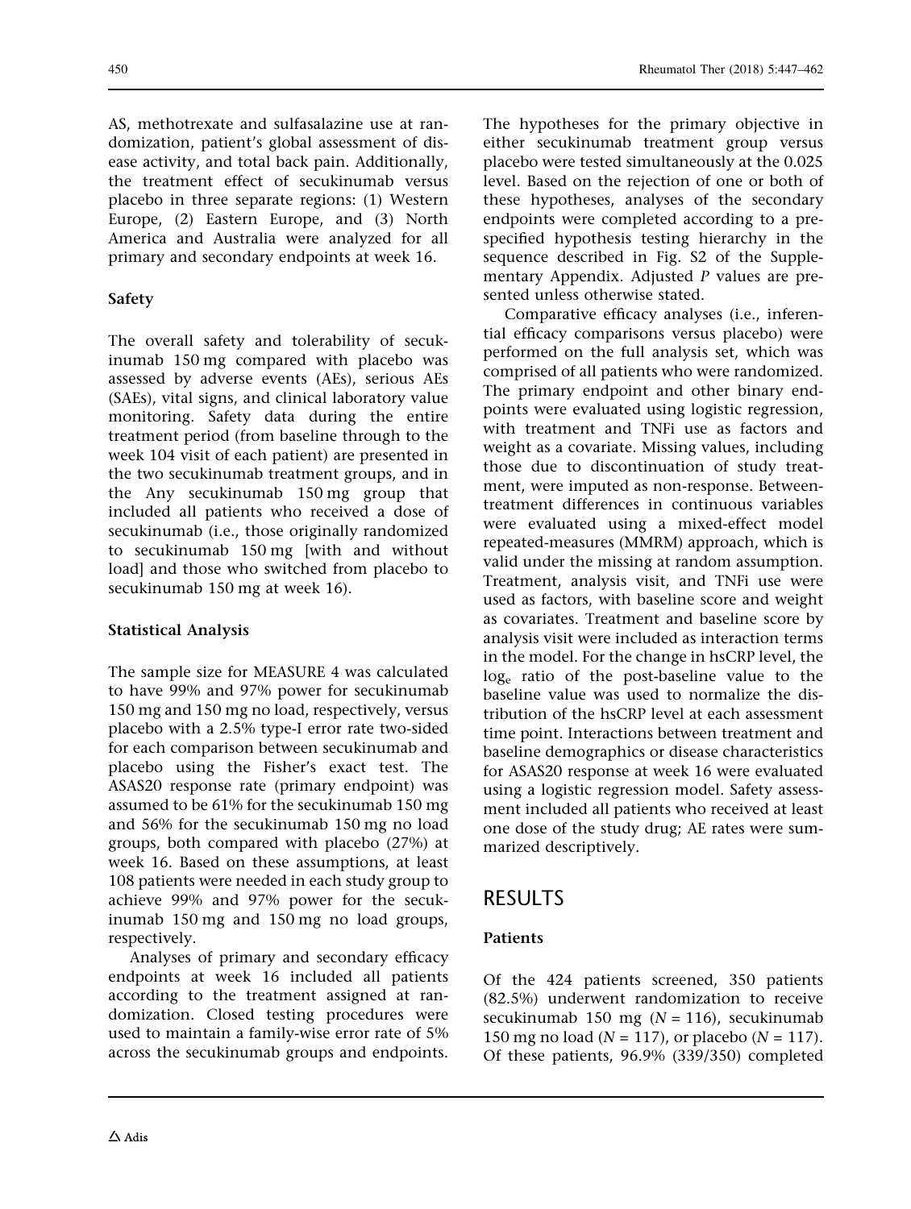AS, methotrexate and sulfasalazine use at randomization, patient's global assessment of disease activity, and total back pain. Additionally, the treatment effect of secukinumab versus placebo in three separate regions: (1) Western Europe, (2) Eastern Europe, and (3) North America and Australia were analyzed for all primary and secondary endpoints at week 16.

### Safety

The overall safety and tolerability of secukinumab 150 mg compared with placebo was assessed by adverse events (AEs), serious AEs (SAEs), vital signs, and clinical laboratory value monitoring. Safety data during the entire treatment period (from baseline through to the week 104 visit of each patient) are presented in the two secukinumab treatment groups, and in the Any secukinumab 150 mg group that included all patients who received a dose of secukinumab (i.e., those originally randomized to secukinumab 150 mg [with and without load] and those who switched from placebo to secukinumab 150 mg at week 16).

### Statistical Analysis

The sample size for MEASURE 4 was calculated to have 99% and 97% power for secukinumab 150 mg and 150 mg no load, respectively, versus placebo with a 2.5% type-I error rate two-sided for each comparison between secukinumab and placebo using the Fisher's exact test. The ASAS20 response rate (primary endpoint) was assumed to be 61% for the secukinumab 150 mg and 56% for the secukinumab 150 mg no load groups, both compared with placebo (27%) at week 16. Based on these assumptions, at least 108 patients were needed in each study group to achieve 99% and 97% power for the secukinumab 150 mg and 150 mg no load groups, respectively.

Analyses of primary and secondary efficacy endpoints at week 16 included all patients according to the treatment assigned at randomization. Closed testing procedures were used to maintain a family-wise error rate of 5% across the secukinumab groups and endpoints. The hypotheses for the primary objective in either secukinumab treatment group versus placebo were tested simultaneously at the 0.025 level. Based on the rejection of one or both of these hypotheses, analyses of the secondary endpoints were completed according to a pre-specified hypothesis testing hierarchy in the sequence described in Fig. S2 of the Supplementary Appendix. Adjusted *P* values are presented unless otherwise stated.

Comparative efficacy analyses (i.e., inferential efficacy comparisons versus placebo) were performed on the full analysis set, which was comprised of all patients who were randomized. The primary endpoint and other binary endpoints were evaluated using logistic regression, with treatment and TNFi use as factors and weight as a covariate. Missing values, including those due to discontinuation of study treatment, were imputed as non-response. Between-treatment differences in continuous variables were evaluated using a mixed-effect model repeated-measures (MMRM) approach, which is valid under the missing at random assumption. Treatment, analysis visit, and TNFi use were used as factors, with baseline score and weight as covariates. Treatment and baseline score by analysis visit were included as interaction terms in the model. For the change in hsCRP level, the $\log_e$ ratio of the post-baseline value to the baseline value was used to normalize the distribution of the hsCRP level at each assessment time point. Interactions between treatment and baseline demographics or disease characteristics for ASAS20 response at week 16 were evaluated using a logistic regression model. Safety assessment included all patients who received at least one dose of the study drug; AE rates were summarized descriptively.

## RESULTS

### Patients

Of the 424 patients screened, 350 patients (82.5%) underwent randomization to receive secukinumab 150 mg ($N = 116$), secukinumab 150 mg no load ($N = 117$), or placebo ($N = 117$). Of these patients, 96.9% (339/350) completed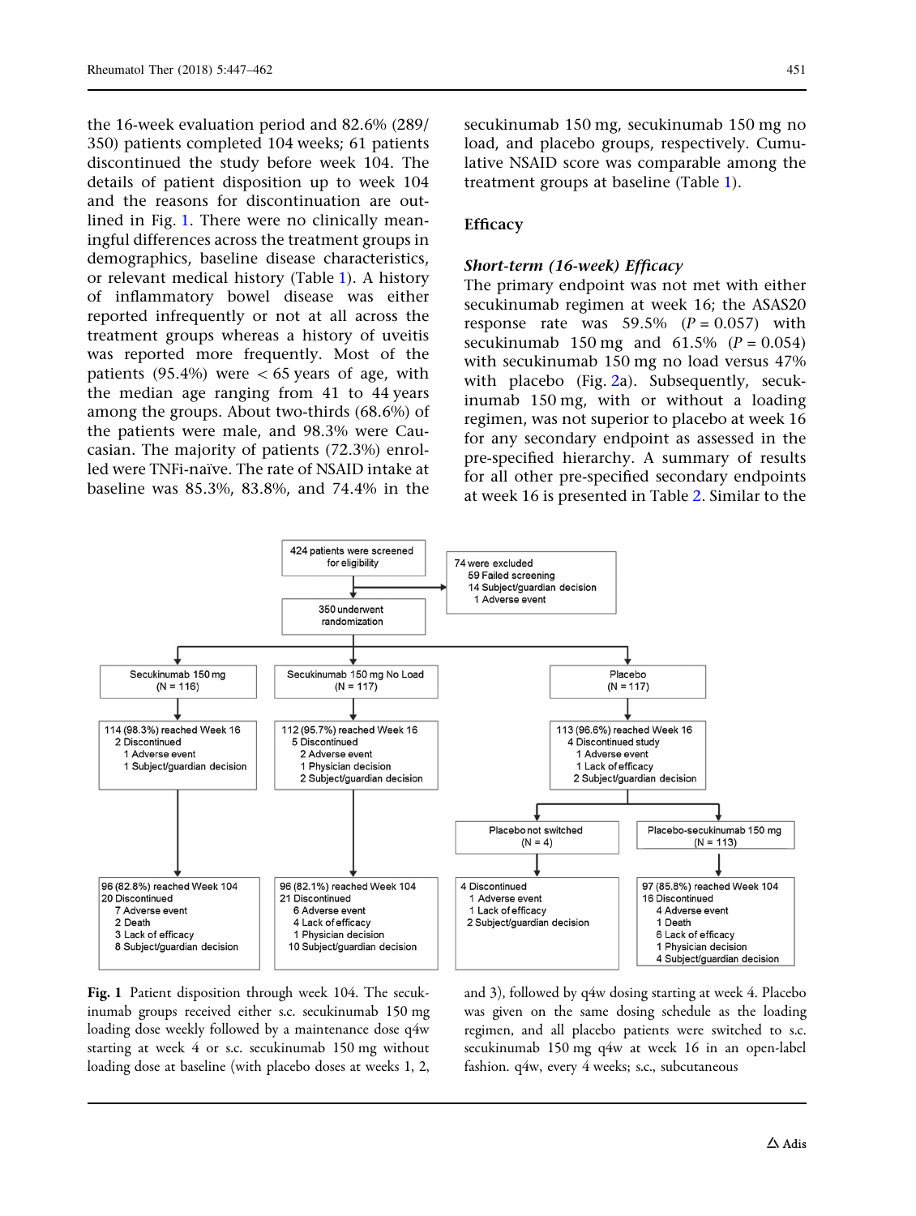the 16-week evaluation period and 82.6% (289/350) patients completed 104 weeks; 61 patients discontinued the study before week 104. The details of patient disposition up to week 104 and the reasons for discontinuation are outlined in Fig. 1. There were no clinically meaningful differences across the treatment groups in demographics, baseline disease characteristics, or relevant medical history (Table 1). A history of inflammatory bowel disease was either reported infrequently or not at all across the treatment groups whereas a history of uveitis was reported more frequently. Most of the patients (95.4%) were < 65 years of age, with the median age ranging from 41 to 44 years among the groups. About two-thirds (68.6%) of the patients were male, and 98.3% were Caucasian. The majority of patients (72.3%) enrolled were TNFi-naïve. The rate of NSAID intake at baseline was 85.3%, 83.8%, and 74.4% in the secukinumab 150 mg, secukinumab 150 mg no load, and placebo groups, respectively. Cumulative NSAID score was comparable among the treatment groups at baseline (Table 1).

## Efficacy

### *Short-term (16-week) Efficacy*

The primary endpoint was not met with either secukinumab regimen at week 16; the ASAS20 response rate was 59.5% ($P = 0.057$) with secukinumab 150 mg and 61.5% ($P = 0.054$) with secukinumab 150 mg no load versus 47% with placebo (Fig. 2a). Subsequently, secukinumab 150 mg, with or without a loading regimen, was not superior to placebo at week 16 for any secondary endpoint as assessed in the pre-specified hierarchy. A summary of results for all other pre-specified secondary endpoints at week 16 is presented in Table 2. Similar to the

424 patients were screened for eligibility

74 were excluded
- 59 Failed screening
- 14 Subject/guardian decision
- 1 Adverse event

350 underwent randomization

| Secukinumab 150 mg (N = 116) | Secukinumab 150 mg No Load (N = 117) | Placebo (N = 117) |
|---|---|---|
| 114 (98.3%) reached Week 16<br>2 Discontinued<br>1 Adverse event<br>1 Subject/guardian decision | 112 (95.7%) reached Week 16<br>5 Discontinued<br>2 Adverse event<br>1 Physician decision<br>2 Subject/guardian decision | 113 (96.6%) reached Week 16<br>4 Discontinued study<br>1 Adverse event<br>1 Lack of efficacy<br>2 Subject/guardian decision |

Placebo not switched (N = 4):
- 4 Discontinued
  - 1 Adverse event
  - 1 Lack of efficacy
  - 2 Subject/guardian decision

Placebo-secukinumab 150 mg (N = 113):
- 97 (85.8%) reached Week 104
- 16 Discontinued
  - 4 Adverse event
  - 1 Death
  - 6 Lack of efficacy
  - 1 Physician decision
  - 4 Subject/guardian decision

| Secukinumab 150 mg | Secukinumab 150 mg No Load |
|---|---|
| 96 (82.8%) reached Week 104<br>20 Discontinued<br>7 Adverse event<br>2 Death<br>3 Lack of efficacy<br>8 Subject/guardian decision | 96 (82.1%) reached Week 104<br>21 Discontinued<br>6 Adverse event<br>4 Lack of efficacy<br>1 Physician decision<br>10 Subject/guardian decision |

**Fig. 1** Patient disposition through week 104. The secukinumab groups received either s.c. secukinumab 150 mg loading dose weekly followed by a maintenance dose q4w starting at week 4 or s.c. secukinumab 150 mg without loading dose at baseline (with placebo doses at weeks 1, 2, and 3), followed by q4w dosing starting at week 4. Placebo was given on the same dosing schedule as the loading regimen, and all placebo patients were switched to s.c. secukinumab 150 mg q4w at week 16 in an open-label fashion. q4w, every 4 weeks; s.c., subcutaneous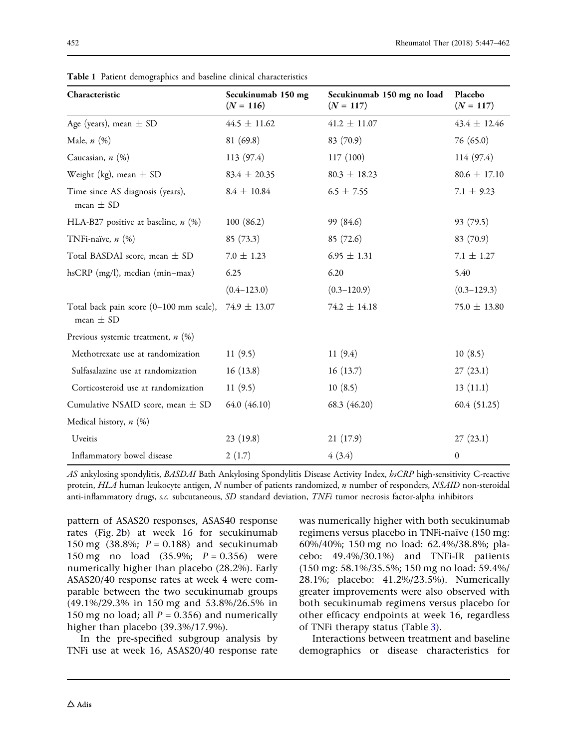**Table 1** Patient demographics and baseline clinical characteristics

| Characteristic | Secukinumab 150 mg ($N$ = 116) | Secukinumab 150 mg no load ($N$ = 117) | Placebo ($N$ = 117) |
|---|---|---|---|
| Age (years), mean ± SD | 44.5 ± 11.62 | 41.2 ± 11.07 | 43.4 ± 12.46 |
| Male, $n$ (%) | 81 (69.8) | 83 (70.9) | 76 (65.0) |
| Caucasian, $n$ (%) | 113 (97.4) | 117 (100) | 114 (97.4) |
| Weight (kg), mean ± SD | 83.4 ± 20.35 | 80.3 ± 18.23 | 80.6 ± 17.10 |
| Time since AS diagnosis (years), mean ± SD | 8.4 ± 10.84 | 6.5 ± 7.55 | 7.1 ± 9.23 |
| HLA-B27 positive at baseline, $n$ (%) | 100 (86.2) | 99 (84.6) | 93 (79.5) |
| TNFi-naïve, $n$ (%) | 85 (73.3) | 85 (72.6) | 83 (70.9) |
| Total BASDAI score, mean ± SD | 7.0 ± 1.23 | 6.95 ± 1.31 | 7.1 ± 1.27 |
| hsCRP (mg/l), median (min–max) | 6.25 (0.4–123.0) | 6.20 (0.3–120.9) | 5.40 (0.3–129.3) |
| Total back pain score (0–100 mm scale), mean ± SD | 74.9 ± 13.07 | 74.2 ± 14.18 | 75.0 ± 13.80 |
| Previous systemic treatment, $n$ (%) | | | |
| Methotrexate use at randomization | 11 (9.5) | 11 (9.4) | 10 (8.5) |
| Sulfasalazine use at randomization | 16 (13.8) | 16 (13.7) | 27 (23.1) |
| Corticosteroid use at randomization | 11 (9.5) | 10 (8.5) | 13 (11.1) |
| Cumulative NSAID score, mean ± SD | 64.0 (46.10) | 68.3 (46.20) | 60.4 (51.25) |
| Medical history, $n$ (%) | | | |
| Uveitis | 23 (19.8) | 21 (17.9) | 27 (23.1) |
| Inflammatory bowel disease | 2 (1.7) | 4 (3.4) | 0 |

*AS* ankylosing spondylitis, *BASDAI* Bath Ankylosing Spondylitis Disease Activity Index, *hsCRP* high-sensitivity C-reactive protein, *HLA* human leukocyte antigen, *N* number of patients randomized, *n* number of responders, *NSAID* non-steroidal anti-inflammatory drugs, *s.c.* subcutaneous, *SD* standard deviation, *TNFi* tumor necrosis factor-alpha inhibitors

pattern of ASAS20 responses, ASAS40 response rates (Fig. 2b) at week 16 for secukinumab 150 mg (38.8%; $P = 0.188$) and secukinumab 150 mg no load (35.9%; $P = 0.356$) were numerically higher than placebo (28.2%). Early ASAS20/40 response rates at week 4 were comparable between the two secukinumab groups (49.1%/29.3% in 150 mg and 53.8%/26.5% in 150 mg no load; all $P = 0.356$) and numerically higher than placebo (39.3%/17.9%).

In the pre-specified subgroup analysis by TNFi use at week 16, ASAS20/40 response rate was numerically higher with both secukinumab regimens versus placebo in TNFi-naïve (150 mg: 60%/40%; 150 mg no load: 62.4%/38.8%; placebo: 49.4%/30.1%) and TNFi-IR patients (150 mg: 58.1%/35.5%; 150 mg no load: 59.4%/28.1%; placebo: 41.2%/23.5%). Numerically greater improvements were also observed with both secukinumab regimens versus placebo for other efficacy endpoints at week 16, regardless of TNFi therapy status (Table 3).

Interactions between treatment and baseline demographics or disease characteristics for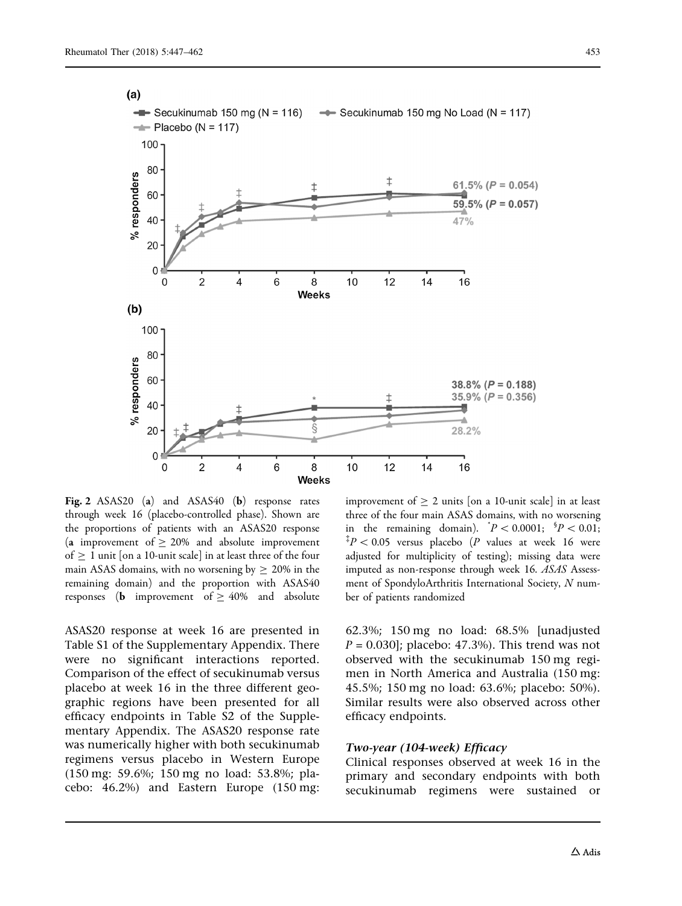**Fig. 2** ASAS20 (**a**) and ASAS40 (**b**) response rates through week 16 (placebo-controlled phase). Shown are the proportions of patients with an ASAS20 response (**a** improvement of ≥ 20% and absolute improvement of ≥ 1 unit [on a 10-unit scale] in at least three of the four main ASAS domains, with no worsening by ≥ 20% in the remaining domain) and the proportion with ASAS40 responses (**b** improvement of ≥ 40% and absolute improvement of ≥ 2 units [on a 10-unit scale] in at least three of the four main ASAS domains, with no worsening in the remaining domain). *$P < 0.0001$; §$P < 0.01$; ‡$P < 0.05$ versus placebo ($P$ values at week 16 were adjusted for multiplicity of testing); missing data were imputed as non-response through week 16. *ASAS* Assessment of SpondyloArthritis International Society, *N* number of patients randomized

ASAS20 response at week 16 are presented in Table S1 of the Supplementary Appendix. There were no significant interactions reported. Comparison of the effect of secukinumab versus placebo at week 16 in the three different geographic regions have been presented for all efficacy endpoints in Table S2 of the Supplementary Appendix. The ASAS20 response rate was numerically higher with both secukinumab regimens versus placebo in Western Europe (150 mg: 59.6%; 150 mg no load: 53.8%; placebo: 46.2%) and Eastern Europe (150 mg: 62.3%; 150 mg no load: 68.5% [unadjusted $P = 0.030$]; placebo: 47.3%). This trend was not observed with the secukinumab 150 mg regimen in North America and Australia (150 mg: 45.5%; 150 mg no load: 63.6%; placebo: 50%). Similar results were also observed across other efficacy endpoints.

### *Two-year (104-week) Efficacy*

Clinical responses observed at week 16 in the primary and secondary endpoints with both secukinumab regimens were sustained or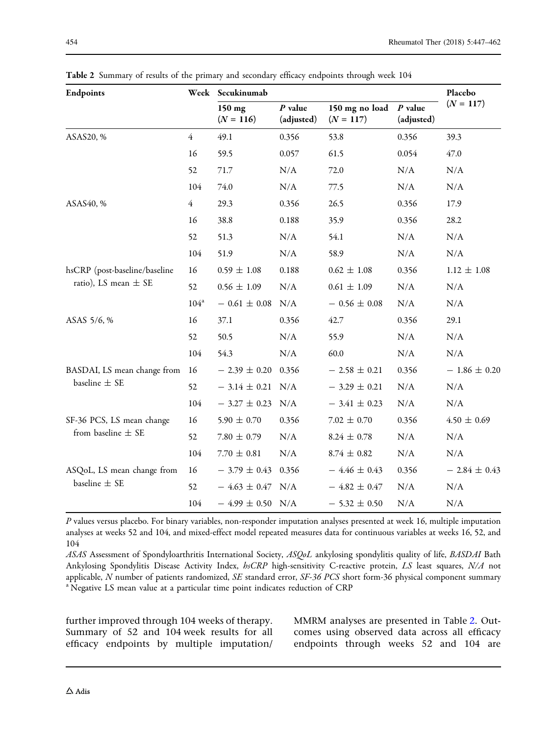**Table 2** Summary of results of the primary and secondary efficacy endpoints through week 104

| Endpoints | Week | Secukinumab | | | | Placebo ($N$ = 117) |
|---|---|---|---|---|---|---|
| | | 150 mg ($N$ = 116) | $P$ value (adjusted) | 150 mg no load ($N$ = 117) | $P$ value (adjusted) | |
| ASAS20, % | 4 | 49.1 | 0.356 | 53.8 | 0.356 | 39.3 |
| | 16 | 59.5 | 0.057 | 61.5 | 0.054 | 47.0 |
| | 52 | 71.7 | N/A | 72.0 | N/A | N/A |
| | 104 | 74.0 | N/A | 77.5 | N/A | N/A |
| ASAS40, % | 4 | 29.3 | 0.356 | 26.5 | 0.356 | 17.9 |
| | 16 | 38.8 | 0.188 | 35.9 | 0.356 | 28.2 |
| | 52 | 51.3 | N/A | 54.1 | N/A | N/A |
| | 104 | 51.9 | N/A | 58.9 | N/A | N/A |
| hsCRP (post-baseline/baseline ratio), LS mean ± SE | 16 | 0.59 ± 1.08 | 0.188 | 0.62 ± 1.08 | 0.356 | 1.12 ± 1.08 |
| | 52 | 0.56 ± 1.09 | N/A | 0.61 ± 1.09 | N/A | N/A |
| | 104[a] | − 0.61 ± 0.08 | N/A | − 0.56 ± 0.08 | N/A | N/A |
| ASAS 5/6, % | 16 | 37.1 | 0.356 | 42.7 | 0.356 | 29.1 |
| | 52 | 50.5 | N/A | 55.9 | N/A | N/A |
| | 104 | 54.3 | N/A | 60.0 | N/A | N/A |
| BASDAI, LS mean change from baseline ± SE | 16 | − 2.39 ± 0.20 | 0.356 | − 2.58 ± 0.21 | 0.356 | − 1.86 ± 0.20 |
| | 52 | − 3.14 ± 0.21 | N/A | − 3.29 ± 0.21 | N/A | N/A |
| | 104 | − 3.27 ± 0.23 | N/A | − 3.41 ± 0.23 | N/A | N/A |
| SF-36 PCS, LS mean change from baseline ± SE | 16 | 5.90 ± 0.70 | 0.356 | 7.02 ± 0.70 | 0.356 | 4.50 ± 0.69 |
| | 52 | 7.80 ± 0.79 | N/A | 8.24 ± 0.78 | N/A | N/A |
| | 104 | 7.70 ± 0.81 | N/A | 8.74 ± 0.82 | N/A | N/A |
| ASQoL, LS mean change from baseline ± SE | 16 | − 3.79 ± 0.43 | 0.356 | − 4.46 ± 0.43 | 0.356 | − 2.84 ± 0.43 |
| | 52 | − 4.63 ± 0.47 | N/A | − 4.82 ± 0.47 | N/A | N/A |
| | 104 | − 4.99 ± 0.50 | N/A | − 5.32 ± 0.50 | N/A | N/A |

*P* values versus placebo. For binary variables, non-responder imputation analyses presented at week 16, multiple imputation analyses at weeks 52 and 104, and mixed-effect model repeated measures data for continuous variables at weeks 16, 52, and 104

*ASAS* Assessment of Spondyloarthritis International Society, *ASQoL* ankylosing spondylitis quality of life, *BASDAI* Bath Ankylosing Spondylitis Disease Activity Index, *hsCRP* high-sensitivity C-reactive protein, *LS* least squares, *N/A* not applicable, *N* number of patients randomized, *SE* standard error, *SF-36 PCS* short form-36 physical component summary

[a] Negative LS mean value at a particular time point indicates reduction of CRP

further improved through 104 weeks of therapy. Summary of 52 and 104 week results for all efficacy endpoints by multiple imputation/MMRM analyses are presented in Table 2. Outcomes using observed data across all efficacy endpoints through weeks 52 and 104 are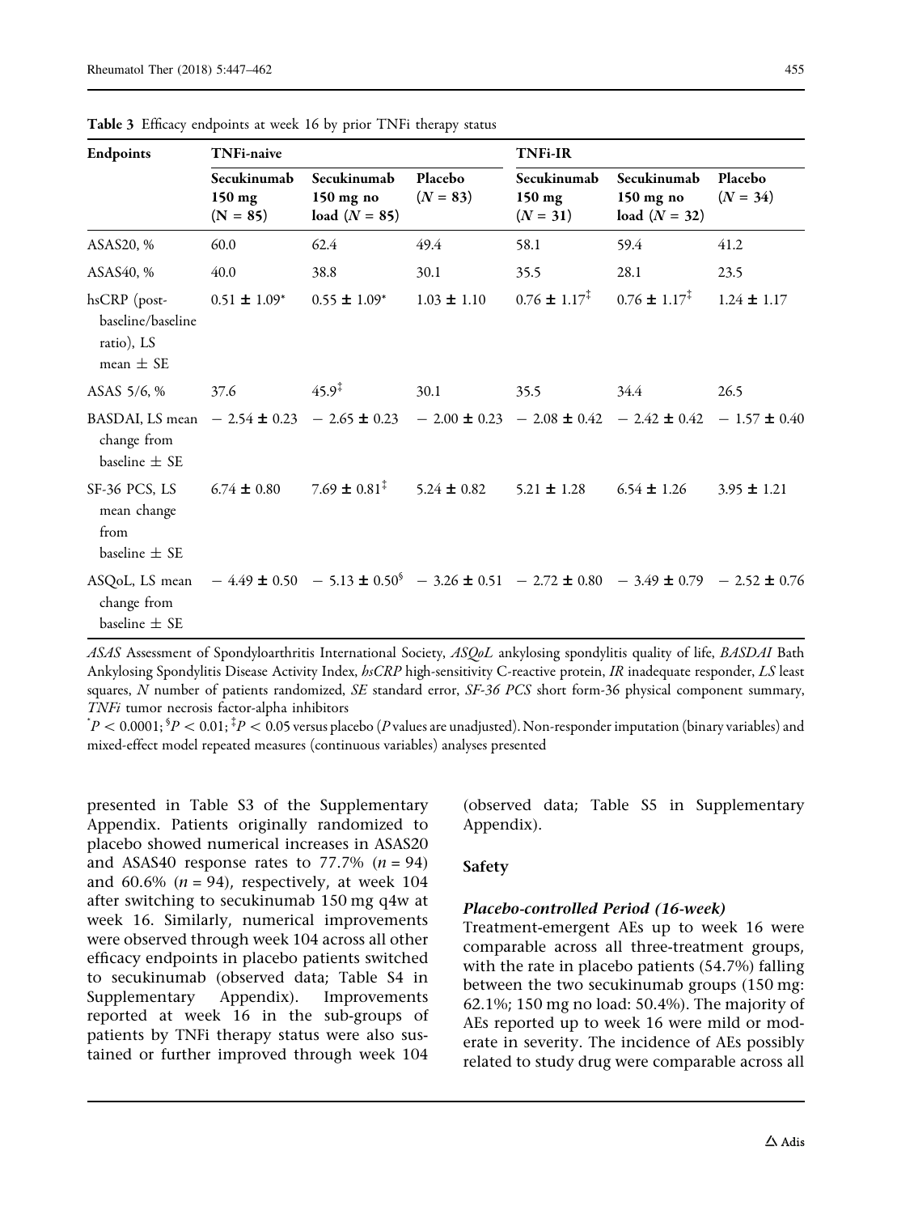**Table 3** Efficacy endpoints at week 16 by prior TNFi therapy status

| Endpoints | TNFi-naive | | | TNFi-IR | | |
|---|---|---|---|---|---|---|
| | Secukinumab 150 mg (N = 85) | Secukinumab 150 mg no load (*N* = 85) | Placebo (*N* = 83) | Secukinumab 150 mg (*N* = 31) | Secukinumab 150 mg no load (*N* = 32) | Placebo (*N* = 34) |
| ASAS20, % | 60.0 | 62.4 | 49.4 | 58.1 | 59.4 | 41.2 |
| ASAS40, % | 40.0 | 38.8 | 30.1 | 35.5 | 28.1 | 23.5 |
| hsCRP (post-baseline/baseline ratio), LS mean ± SE | 0.51 ± 1.09* | 0.55 ± 1.09* | 1.03 ± 1.10 | 0.76 ± 1.17‡ | 0.76 ± 1.17‡ | 1.24 ± 1.17 |
| ASAS 5/6, % | 37.6 | 45.9‡ | 30.1 | 35.5 | 34.4 | 26.5 |
| BASDAI, LS mean change from baseline ± SE | − 2.54 ± 0.23 | − 2.65 ± 0.23 | − 2.00 ± 0.23 | − 2.08 ± 0.42 | − 2.42 ± 0.42 | − 1.57 ± 0.40 |
| SF-36 PCS, LS mean change from baseline ± SE | 6.74 ± 0.80 | 7.69 ± 0.81‡ | 5.24 ± 0.82 | 5.21 ± 1.28 | 6.54 ± 1.26 | 3.95 ± 1.21 |
| ASQoL, LS mean change from baseline ± SE | − 4.49 ± 0.50 | − 5.13 ± 0.50§ | − 3.26 ± 0.51 | − 2.72 ± 0.80 | − 3.49 ± 0.79 | − 2.52 ± 0.76 |

*ASAS* Assessment of Spondyloarthritis International Society, *ASQoL* ankylosing spondylitis quality of life, *BASDAI* Bath Ankylosing Spondylitis Disease Activity Index, *hsCRP* high-sensitivity C-reactive protein, *IR* inadequate responder, *LS* least squares, *N* number of patients randomized, *SE* standard error, *SF-36 PCS* short form-36 physical component summary, *TNFi* tumor necrosis factor-alpha inhibitors

*$P < 0.0001$; §$P < 0.01$; ‡$P < 0.05$ versus placebo (*P* values are unadjusted). Non-responder imputation (binary variables) and mixed-effect model repeated measures (continuous variables) analyses presented

presented in Table S3 of the Supplementary Appendix. Patients originally randomized to placebo showed numerical increases in ASAS20 and ASAS40 response rates to 77.7% (*n* = 94) and 60.6% (*n* = 94), respectively, at week 104 after switching to secukinumab 150 mg q4w at week 16. Similarly, numerical improvements were observed through week 104 across all other efficacy endpoints in placebo patients switched to secukinumab (observed data; Table S4 in Supplementary Appendix). Improvements reported at week 16 in the sub-groups of patients by TNFi therapy status were also sustained or further improved through week 104 (observed data; Table S5 in Supplementary Appendix).

## Safety

### *Placebo-controlled Period (16-week)*

Treatment-emergent AEs up to week 16 were comparable across all three-treatment groups, with the rate in placebo patients (54.7%) falling between the two secukinumab groups (150 mg: 62.1%; 150 mg no load: 50.4%). The majority of AEs reported up to week 16 were mild or moderate in severity. The incidence of AEs possibly related to study drug were comparable across all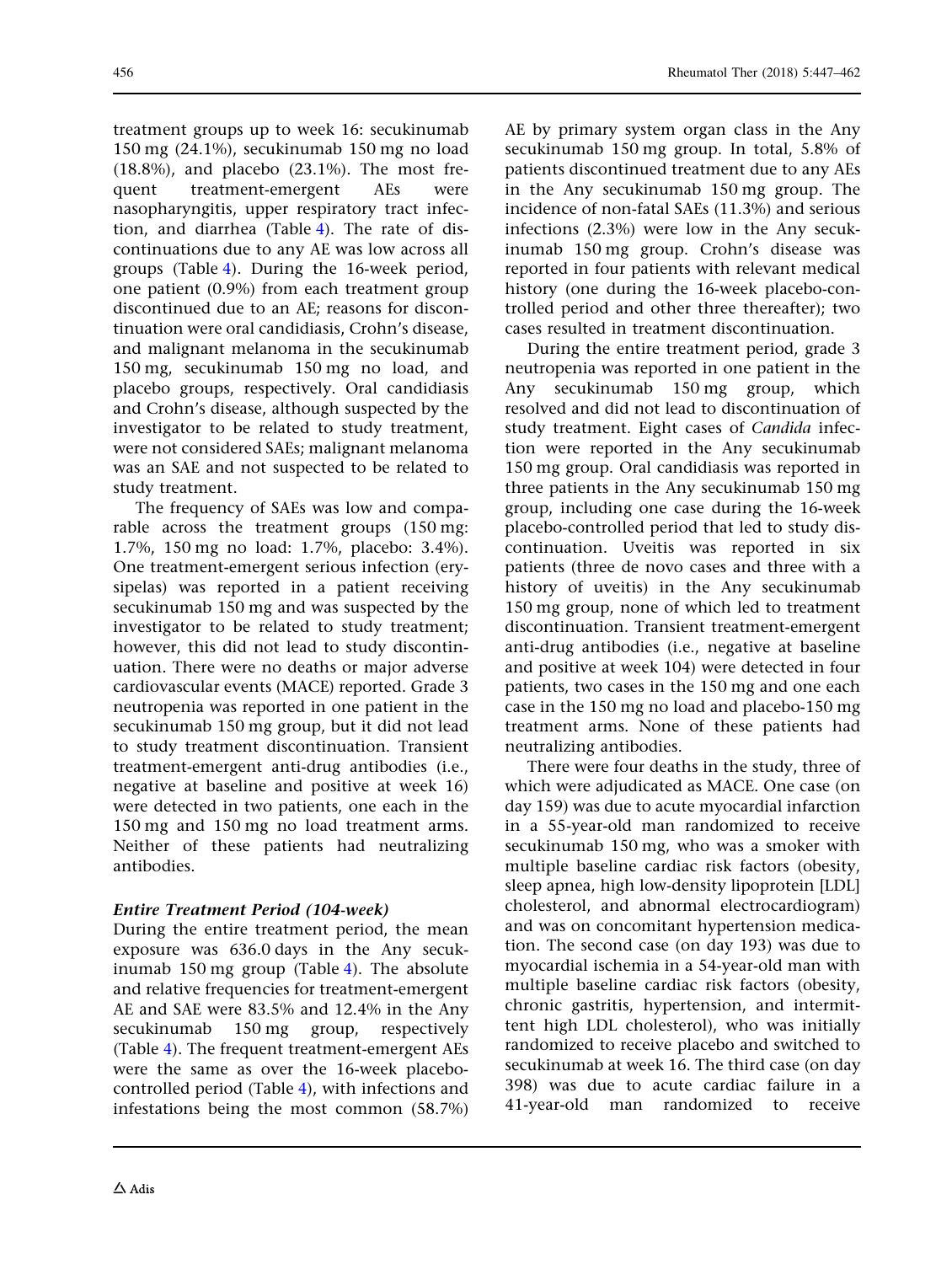treatment groups up to week 16: secukinumab 150 mg (24.1%), secukinumab 150 mg no load (18.8%), and placebo (23.1%). The most frequent treatment-emergent AEs were nasopharyngitis, upper respiratory tract infection, and diarrhea (Table 4). The rate of discontinuations due to any AE was low across all groups (Table 4). During the 16-week period, one patient (0.9%) from each treatment group discontinued due to an AE; reasons for discontinuation were oral candidiasis, Crohn's disease, and malignant melanoma in the secukinumab 150 mg, secukinumab 150 mg no load, and placebo groups, respectively. Oral candidiasis and Crohn's disease, although suspected by the investigator to be related to study treatment, were not considered SAEs; malignant melanoma was an SAE and not suspected to be related to study treatment.

The frequency of SAEs was low and comparable across the treatment groups (150 mg: 1.7%, 150 mg no load: 1.7%, placebo: 3.4%). One treatment-emergent serious infection (erysipelas) was reported in a patient receiving secukinumab 150 mg and was suspected by the investigator to be related to study treatment; however, this did not lead to study discontinuation. There were no deaths or major adverse cardiovascular events (MACE) reported. Grade 3 neutropenia was reported in one patient in the secukinumab 150 mg group, but it did not lead to study treatment discontinuation. Transient treatment-emergent anti-drug antibodies (i.e., negative at baseline and positive at week 16) were detected in two patients, one each in the 150 mg and 150 mg no load treatment arms. Neither of these patients had neutralizing antibodies.

#### *Entire Treatment Period (104-week)*

During the entire treatment period, the mean exposure was 636.0 days in the Any secukinumab 150 mg group (Table 4). The absolute and relative frequencies for treatment-emergent AE and SAE were 83.5% and 12.4% in the Any secukinumab 150 mg group, respectively (Table 4). The frequent treatment-emergent AEs were the same as over the 16-week placebo-controlled period (Table 4), with infections and infestations being the most common (58.7%) AE by primary system organ class in the Any secukinumab 150 mg group. In total, 5.8% of patients discontinued treatment due to any AEs in the Any secukinumab 150 mg group. The incidence of non-fatal SAEs (11.3%) and serious infections (2.3%) were low in the Any secukinumab 150 mg group. Crohn's disease was reported in four patients with relevant medical history (one during the 16-week placebo-controlled period and other three thereafter); two cases resulted in treatment discontinuation.

During the entire treatment period, grade 3 neutropenia was reported in one patient in the Any secukinumab 150 mg group, which resolved and did not lead to discontinuation of study treatment. Eight cases of *Candida* infection were reported in the Any secukinumab 150 mg group. Oral candidiasis was reported in three patients in the Any secukinumab 150 mg group, including one case during the 16-week placebo-controlled period that led to study discontinuation. Uveitis was reported in six patients (three de novo cases and three with a history of uveitis) in the Any secukinumab 150 mg group, none of which led to treatment discontinuation. Transient treatment-emergent anti-drug antibodies (i.e., negative at baseline and positive at week 104) were detected in four patients, two cases in the 150 mg and one each case in the 150 mg no load and placebo-150 mg treatment arms. None of these patients had neutralizing antibodies.

There were four deaths in the study, three of which were adjudicated as MACE. One case (on day 159) was due to acute myocardial infarction in a 55-year-old man randomized to receive secukinumab 150 mg, who was a smoker with multiple baseline cardiac risk factors (obesity, sleep apnea, high low-density lipoprotein [LDL] cholesterol, and abnormal electrocardiogram) and was on concomitant hypertension medication. The second case (on day 193) was due to myocardial ischemia in a 54-year-old man with multiple baseline cardiac risk factors (obesity, chronic gastritis, hypertension, and intermittent high LDL cholesterol), who was initially randomized to receive placebo and switched to secukinumab at week 16. The third case (on day 398) was due to acute cardiac failure in a 41-year-old man randomized to receive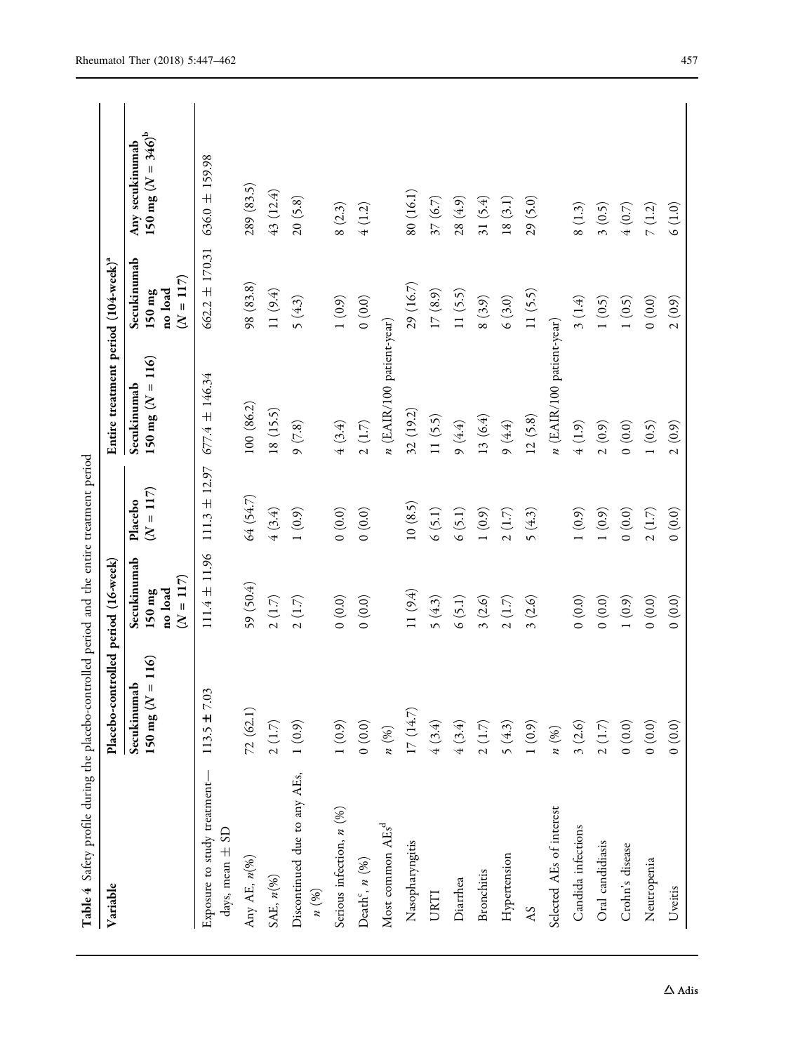**Table 4** Safety profile during the placebo-controlled period and the entire treatment period

| Variable | Placebo-controlled period (16-week) | | | Entire treatment period (104-week)[a] | | |
|---|---|---|---|---|---|---|
| | Secukinumab 150 mg (N = 116) | Secukinumab 150 mg no load (N = 117) | Placebo (N = 117) | Secukinumab 150 mg (N = 116) | Secukinumab 150 mg no load (N = 117) | Any secukinumab 150 mg (N = 346)[b] |
| Exposure to study treatment—days, mean ± SD | 113.5 ± 7.03 | 111.4 ± 11.96 | 111.3 ± 12.97 | 677.4 ± 146.34 | 662.2 ± 170.31 | 636.0 ± 159.98 |
| Any AE, n(%) | 72 (62.1) | 59 (50.4) | 64 (54.7) | 100 (86.2) | 98 (83.8) | 289 (83.5) |
| SAE, n(%) | 2 (1.7) | 2 (1.7) | 4 (3.4) | 18 (15.5) | 11 (9.4) | 43 (12.4) |
| Discontinued due to any AEs, n (%) | 1 (0.9) | 2 (1.7) | 1 (0.9) | 9 (7.8) | 5 (4.3) | 20 (5.8) |
| Serious infection, n (%) | 1 (0.9) | 0 (0.0) | 0 (0.0) | 4 (3.4) | 1 (0.9) | 8 (2.3) |
| Death[c], n (%) | 0 (0.0) | 0 (0.0) | 0 (0.0) | 2 (1.7) | 0 (0.0) | 4 (1.2) |
| Most common AEs[d] | n (%) | | | n (EAIR/100 patient-year) | | |
| Nasopharyngitis | 17 (14.7) | 11 (9.4) | 10 (8.5) | 32 (19.2) | 29 (16.7) | 80 (16.1) |
| URTI | 4 (3.4) | 5 (4.3) | 6 (5.1) | 11 (5.5) | 17 (8.9) | 37 (6.7) |
| Diarrhea | 4 (3.4) | 6 (5.1) | 6 (5.1) | 9 (4.4) | 11 (5.5) | 28 (4.9) |
| Bronchitis | 2 (1.7) | 3 (2.6) | 1 (0.9) | 13 (6.4) | 8 (3.9) | 31 (5.4) |
| Hypertension | 5 (4.3) | 2 (1.7) | 2 (1.7) | 9 (4.4) | 6 (3.0) | 18 (3.1) |
| AS | 1 (0.9) | 3 (2.6) | 5 (4.3) | 12 (5.8) | 11 (5.5) | 29 (5.0) |
| Selected AEs of interest | n (%) | | | n (EAIR/100 patient-year) | | |
| Candida infections | 3 (2.6) | 0 (0.0) | 1 (0.9) | 4 (1.9) | 3 (1.4) | 8 (1.3) |
| Oral candidiasis | 2 (1.7) | 0 (0.0) | 1 (0.9) | 2 (0.9) | 1 (0.5) | 3 (0.5) |
| Crohn's disease | 0 (0.0) | 1 (0.9) | 0 (0.0) | 0 (0.0) | 1 (0.5) | 4 (0.7) |
| Neutropenia | 0 (0.0) | 0 (0.0) | 2 (1.7) | 1 (0.5) | 0 (0.0) | 7 (1.2) |
| Uveitis | 0 (0.0) | 0 (0.0) | 0 (0.0) | 2 (0.9) | 2 (0.9) | 6 (1.0) |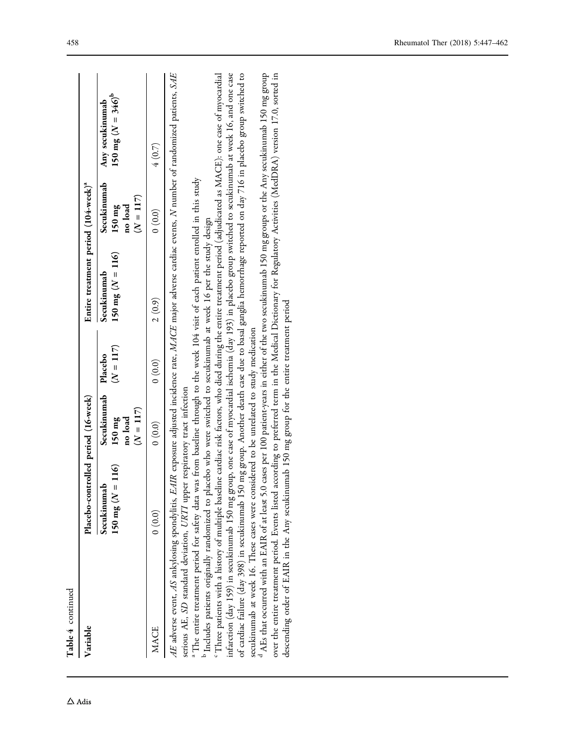**Table 4** continued

| Variable | Placebo-controlled period (16-week) | | | Entire treatment period (104-week)[a] | | |
|---|---|---|---|---|---|---|
| | Secukinumab 150 mg (*N* = 116) | Secukinumab 150 mg no load (*N* = 117) | Placebo (*N* = 117) | Secukinumab 150 mg (*N* = 116) | Secukinumab 150 mg no load (*N* = 117) | Any secukinumab 150 mg (*N* = 346)[b] |
| MACE | 0 (0.0) | 0 (0.0) | 0 (0.0) | 2 (0.9) | 0 (0.0) | 4 (0.7) |

*AE* adverse event, *AS* ankylosing spondylitis, *EAIR* exposure adjusted incidence rate, *MACE* major adverse cardiac events, *N* number of randomized patients, *SAE* serious AE, *SD* standard deviation, *URTI* upper respiratory tract infection

[a] The entire treatment period for safety data was from baseline through to the week 104 visit of each patient enrolled in this study

[b] Includes patients originally randomized to placebo who were switched to secukinumab at week 16 per the study design

[c] Three patients with a history of multiple baseline cardiac risk factors, who died during the entire treatment period (adjudicated as MACE): one case of myocardial infarction (day 159) in secukinumab 150 mg group, one case of myocardial ischemia (day 193) in placebo group switched to secukinumab at week 16, and one case of cardiac failure (day 398) in secukinumab 150 mg group. Another death case due to basal ganglia hemorrhage reported on day 716 in placebo group switched to secukinumab at week 16. These cases were considered to be unrelated to study medication

[d] AEs that occurred with an EAIR of at least 5.0 cases per 100 patient-years in either of the two secukinumab 150 mg groups or the Any secukinumab 150 mg group over the entire treatment period. Events listed according to preferred term in the Medical Dictionary for Regulatory Activities (MedDRA) version 17.0, sorted in descending order of EAIR in the Any secukinumab 150 mg group for the entire treatment period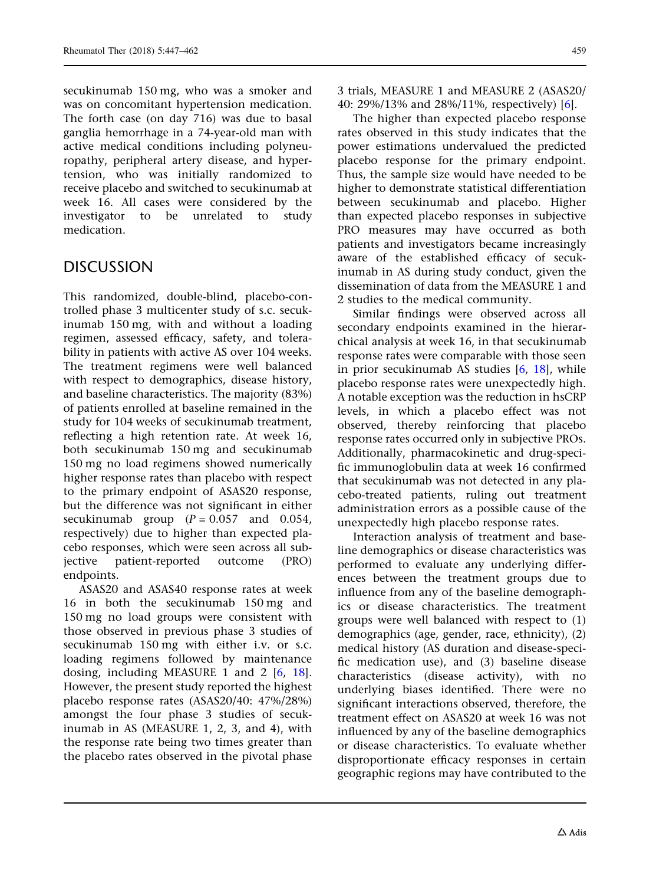secukinumab 150 mg, who was a smoker and was on concomitant hypertension medication. The forth case (on day 716) was due to basal ganglia hemorrhage in a 74-year-old man with active medical conditions including polyneuropathy, peripheral artery disease, and hypertension, who was initially randomized to receive placebo and switched to secukinumab at week 16. All cases were considered by the investigator to be unrelated to study medication.

## DISCUSSION

This randomized, double-blind, placebo-controlled phase 3 multicenter study of s.c. secukinumab 150 mg, with and without a loading regimen, assessed efficacy, safety, and tolerability in patients with active AS over 104 weeks. The treatment regimens were well balanced with respect to demographics, disease history, and baseline characteristics. The majority (83%) of patients enrolled at baseline remained in the study for 104 weeks of secukinumab treatment, reflecting a high retention rate. At week 16, both secukinumab 150 mg and secukinumab 150 mg no load regimens showed numerically higher response rates than placebo with respect to the primary endpoint of ASAS20 response, but the difference was not significant in either secukinumab group ($P = 0.057$ and 0.054, respectively) due to higher than expected placebo responses, which were seen across all subjective patient-reported outcome (PRO) endpoints.

ASAS20 and ASAS40 response rates at week 16 in both the secukinumab 150 mg and 150 mg no load groups were consistent with those observed in previous phase 3 studies of secukinumab 150 mg with either i.v. or s.c. loading regimens followed by maintenance dosing, including MEASURE 1 and 2 [6, 18]. However, the present study reported the highest placebo response rates (ASAS20/40: 47%/28%) amongst the four phase 3 studies of secukinumab in AS (MEASURE 1, 2, 3, and 4), with the response rate being two times greater than the placebo rates observed in the pivotal phase 3 trials, MEASURE 1 and MEASURE 2 (ASAS20/40: 29%/13% and 28%/11%, respectively) [6].

The higher than expected placebo response rates observed in this study indicates that the power estimations undervalued the predicted placebo response for the primary endpoint. Thus, the sample size would have needed to be higher to demonstrate statistical differentiation between secukinumab and placebo. Higher than expected placebo responses in subjective PRO measures may have occurred as both patients and investigators became increasingly aware of the established efficacy of secukinumab in AS during study conduct, given the dissemination of data from the MEASURE 1 and 2 studies to the medical community.

Similar findings were observed across all secondary endpoints examined in the hierarchical analysis at week 16, in that secukinumab response rates were comparable with those seen in prior secukinumab AS studies [6, 18], while placebo response rates were unexpectedly high. A notable exception was the reduction in hsCRP levels, in which a placebo effect was not observed, thereby reinforcing that placebo response rates occurred only in subjective PROs. Additionally, pharmacokinetic and drug-specific immunoglobulin data at week 16 confirmed that secukinumab was not detected in any placebo-treated patients, ruling out treatment administration errors as a possible cause of the unexpectedly high placebo response rates.

Interaction analysis of treatment and baseline demographics or disease characteristics was performed to evaluate any underlying differences between the treatment groups due to influence from any of the baseline demographics or disease characteristics. The treatment groups were well balanced with respect to (1) demographics (age, gender, race, ethnicity), (2) medical history (AS duration and disease-specific medication use), and (3) baseline disease characteristics (disease activity), with no underlying biases identified. There were no significant interactions observed, therefore, the treatment effect on ASAS20 at week 16 was not influenced by any of the baseline demographics or disease characteristics. To evaluate whether disproportionate efficacy responses in certain geographic regions may have contributed to the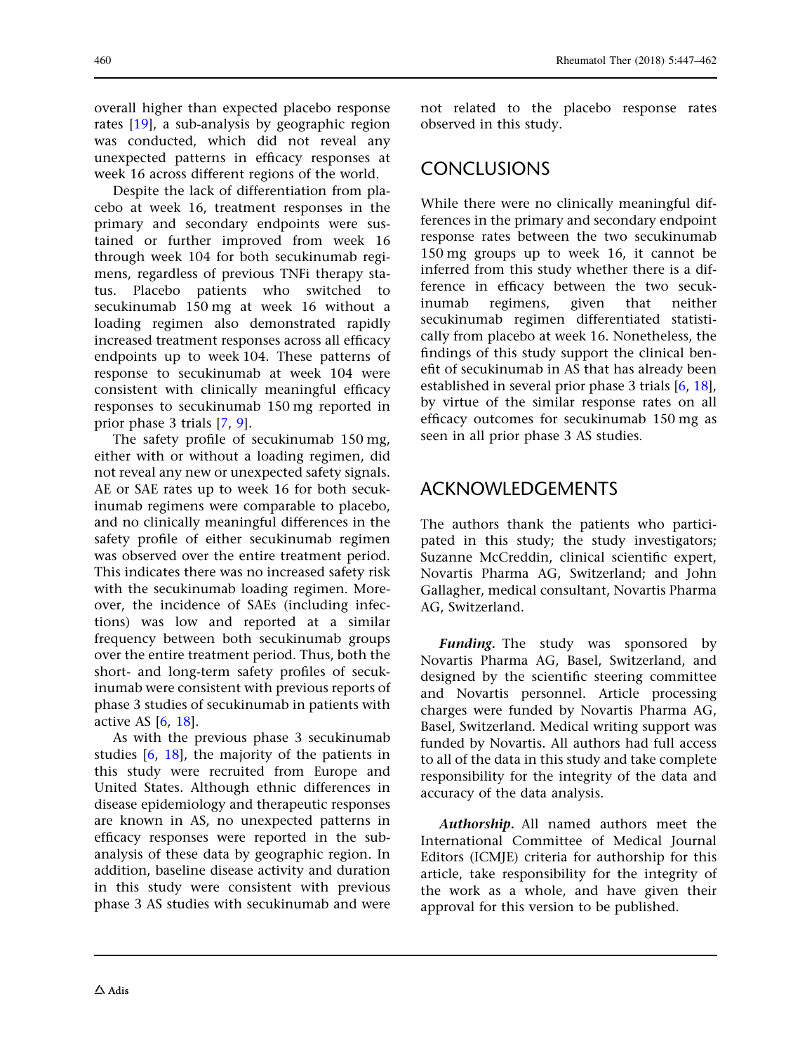overall higher than expected placebo response rates [19], a sub-analysis by geographic region was conducted, which did not reveal any unexpected patterns in efficacy responses at week 16 across different regions of the world.

Despite the lack of differentiation from placebo at week 16, treatment responses in the primary and secondary endpoints were sustained or further improved from week 16 through week 104 for both secukinumab regimens, regardless of previous TNFi therapy status. Placebo patients who switched to secukinumab 150 mg at week 16 without a loading regimen also demonstrated rapidly increased treatment responses across all efficacy endpoints up to week 104. These patterns of response to secukinumab at week 104 were consistent with clinically meaningful efficacy responses to secukinumab 150 mg reported in prior phase 3 trials [7, 9].

The safety profile of secukinumab 150 mg, either with or without a loading regimen, did not reveal any new or unexpected safety signals. AE or SAE rates up to week 16 for both secukinumab regimens were comparable to placebo, and no clinically meaningful differences in the safety profile of either secukinumab regimen was observed over the entire treatment period. This indicates there was no increased safety risk with the secukinumab loading regimen. Moreover, the incidence of SAEs (including infections) was low and reported at a similar frequency between both secukinumab groups over the entire treatment period. Thus, both the short- and long-term safety profiles of secukinumab were consistent with previous reports of phase 3 studies of secukinumab in patients with active AS [6, 18].

As with the previous phase 3 secukinumab studies [6, 18], the majority of the patients in this study were recruited from Europe and United States. Although ethnic differences in disease epidemiology and therapeutic responses are known in AS, no unexpected patterns in efficacy responses were reported in the sub-analysis of these data by geographic region. In addition, baseline disease activity and duration in this study were consistent with previous phase 3 AS studies with secukinumab and were not related to the placebo response rates observed in this study.

## CONCLUSIONS

While there were no clinically meaningful differences in the primary and secondary endpoint response rates between the two secukinumab 150 mg groups up to week 16, it cannot be inferred from this study whether there is a difference in efficacy between the two secukinumab regimens, given that neither secukinumab regimen differentiated statistically from placebo at week 16. Nonetheless, the findings of this study support the clinical benefit of secukinumab in AS that has already been established in several prior phase 3 trials [6, 18], by virtue of the similar response rates on all efficacy outcomes for secukinumab 150 mg as seen in all prior phase 3 AS studies.

## ACKNOWLEDGEMENTS

The authors thank the patients who participated in this study; the study investigators; Suzanne McCreddin, clinical scientific expert, Novartis Pharma AG, Switzerland; and John Gallagher, medical consultant, Novartis Pharma AG, Switzerland.

***Funding.*** The study was sponsored by Novartis Pharma AG, Basel, Switzerland, and designed by the scientific steering committee and Novartis personnel. Article processing charges were funded by Novartis Pharma AG, Basel, Switzerland. Medical writing support was funded by Novartis. All authors had full access to all of the data in this study and take complete responsibility for the integrity of the data and accuracy of the data analysis.

***Authorship.*** All named authors meet the International Committee of Medical Journal Editors (ICMJE) criteria for authorship for this article, take responsibility for the integrity of the work as a whole, and have given their approval for this version to be published.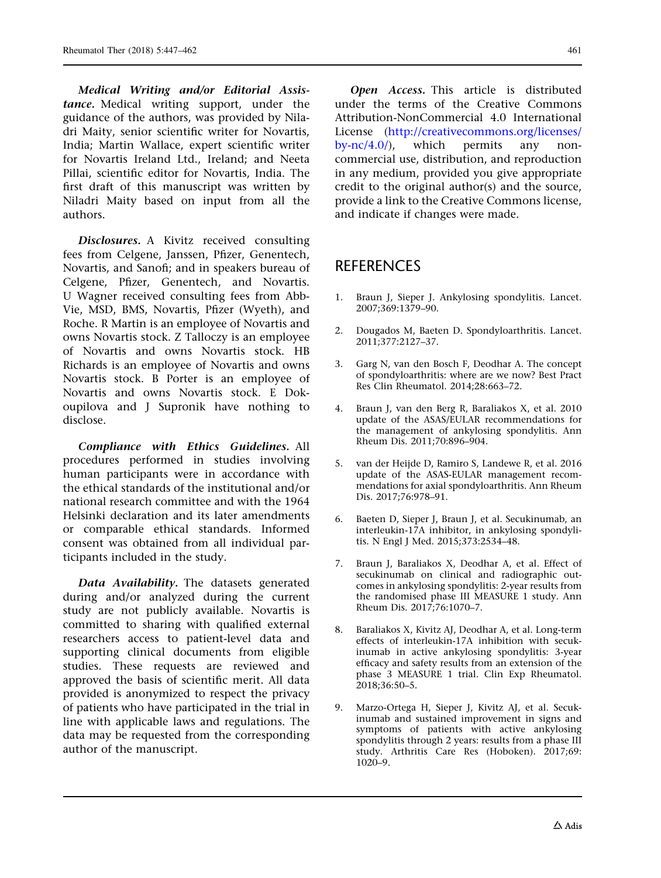***Medical Writing and/or Editorial Assistance.*** Medical writing support, under the guidance of the authors, was provided by Niladri Maity, senior scientific writer for Novartis, India; Martin Wallace, expert scientific writer for Novartis Ireland Ltd., Ireland; and Neeta Pillai, scientific editor for Novartis, India. The first draft of this manuscript was written by Niladri Maity based on input from all the authors.

***Disclosures.*** A Kivitz received consulting fees from Celgene, Janssen, Pfizer, Genentech, Novartis, and Sanofi; and in speakers bureau of Celgene, Pfizer, Genentech, and Novartis. U Wagner received consulting fees from AbbVie, MSD, BMS, Novartis, Pfizer (Wyeth), and Roche. R Martin is an employee of Novartis and owns Novartis stock. Z Talloczy is an employee of Novartis and owns Novartis stock. HB Richards is an employee of Novartis and owns Novartis stock. B Porter is an employee of Novartis and owns Novartis stock. E Dokoupilova and J Supronik have nothing to disclose.

***Compliance with Ethics Guidelines.*** All procedures performed in studies involving human participants were in accordance with the ethical standards of the institutional and/or national research committee and with the 1964 Helsinki declaration and its later amendments or comparable ethical standards. Informed consent was obtained from all individual participants included in the study.

***Data Availability.*** The datasets generated during and/or analyzed during the current study are not publicly available. Novartis is committed to sharing with qualified external researchers access to patient-level data and supporting clinical documents from eligible studies. These requests are reviewed and approved the basis of scientific merit. All data provided is anonymized to respect the privacy of patients who have participated in the trial in line with applicable laws and regulations. The data may be requested from the corresponding author of the manuscript.

***Open Access.*** This article is distributed under the terms of the Creative Commons Attribution-NonCommercial 4.0 International License (http://creativecommons.org/licenses/by-nc/4.0/), which permits any noncommercial use, distribution, and reproduction in any medium, provided you give appropriate credit to the original author(s) and the source, provide a link to the Creative Commons license, and indicate if changes were made.

## REFERENCES

1. Braun J, Sieper J. Ankylosing spondylitis. Lancet. 2007;369:1379–90.

2. Dougados M, Baeten D. Spondyloarthritis. Lancet. 2011;377:2127–37.

3. Garg N, van den Bosch F, Deodhar A. The concept of spondyloarthritis: where are we now? Best Pract Res Clin Rheumatol. 2014;28:663–72.

4. Braun J, van den Berg R, Baraliakos X, et al. 2010 update of the ASAS/EULAR recommendations for the management of ankylosing spondylitis. Ann Rheum Dis. 2011;70:896–904.

5. van der Heijde D, Ramiro S, Landewe R, et al. 2016 update of the ASAS-EULAR management recommendations for axial spondyloarthritis. Ann Rheum Dis. 2017;76:978–91.

6. Baeten D, Sieper J, Braun J, et al. Secukinumab, an interleukin-17A inhibitor, in ankylosing spondylitis. N Engl J Med. 2015;373:2534–48.

7. Braun J, Baraliakos X, Deodhar A, et al. Effect of secukinumab on clinical and radiographic outcomes in ankylosing spondylitis: 2-year results from the randomised phase III MEASURE 1 study. Ann Rheum Dis. 2017;76:1070–7.

8. Baraliakos X, Kivitz AJ, Deodhar A, et al. Long-term effects of interleukin-17A inhibition with secukinumab in active ankylosing spondylitis: 3-year efficacy and safety results from an extension of the phase 3 MEASURE 1 trial. Clin Exp Rheumatol. 2018;36:50–5.

9. Marzo-Ortega H, Sieper J, Kivitz AJ, et al. Secukinumab and sustained improvement in signs and symptoms of patients with active ankylosing spondylitis through 2 years: results from a phase III study. Arthritis Care Res (Hoboken). 2017;69:1020–9.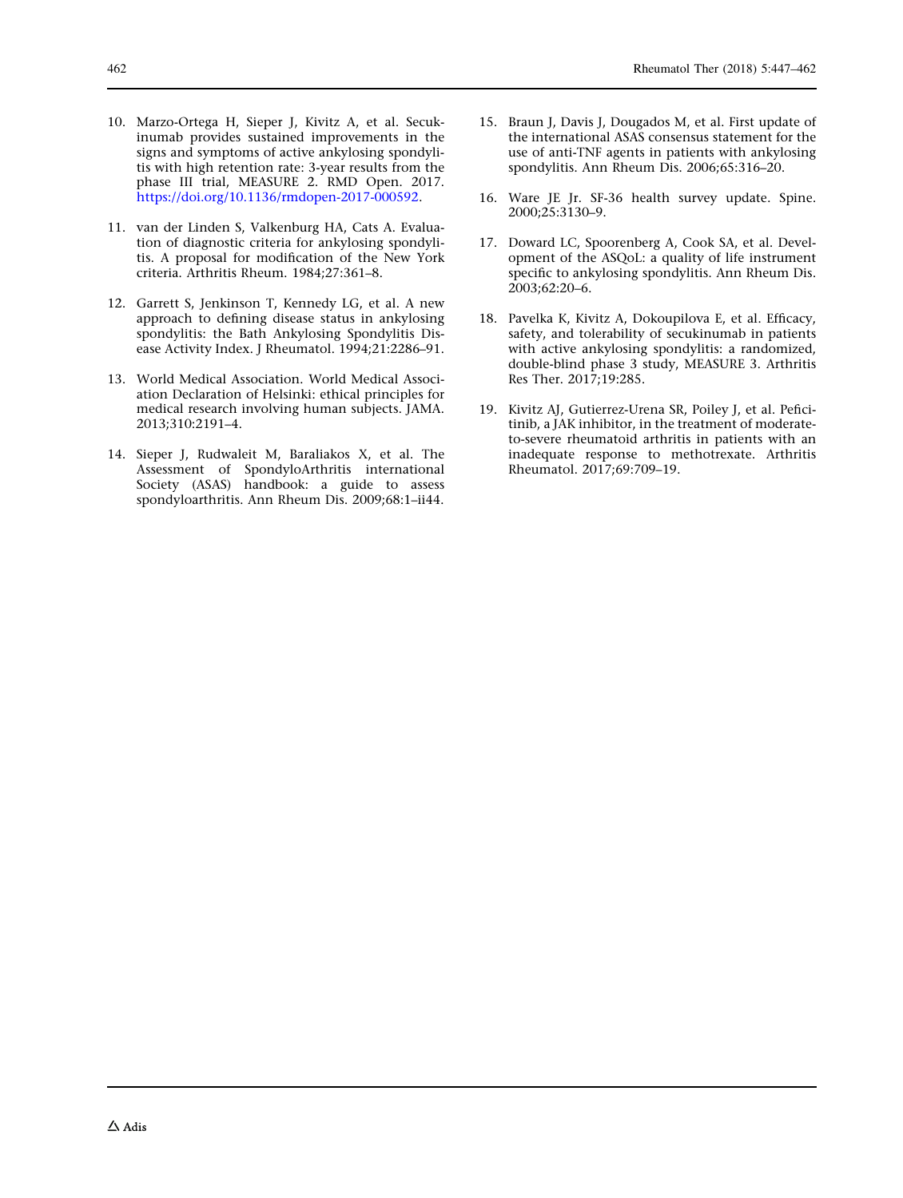10. Marzo-Ortega H, Sieper J, Kivitz A, et al. Secukinumab provides sustained improvements in the signs and symptoms of active ankylosing spondylitis with high retention rate: 3-year results from the phase III trial, MEASURE 2. RMD Open. 2017. https://doi.org/10.1136/rmdopen-2017-000592.

11. van der Linden S, Valkenburg HA, Cats A. Evaluation of diagnostic criteria for ankylosing spondylitis. A proposal for modification of the New York criteria. Arthritis Rheum. 1984;27:361–8.

12. Garrett S, Jenkinson T, Kennedy LG, et al. A new approach to defining disease status in ankylosing spondylitis: the Bath Ankylosing Spondylitis Disease Activity Index. J Rheumatol. 1994;21:2286–91.

13. World Medical Association. World Medical Association Declaration of Helsinki: ethical principles for medical research involving human subjects. JAMA. 2013;310:2191–4.

14. Sieper J, Rudwaleit M, Baraliakos X, et al. The Assessment of SpondyloArthritis international Society (ASAS) handbook: a guide to assess spondyloarthritis. Ann Rheum Dis. 2009;68:1–ii44.

15. Braun J, Davis J, Dougados M, et al. First update of the international ASAS consensus statement for the use of anti-TNF agents in patients with ankylosing spondylitis. Ann Rheum Dis. 2006;65:316–20.

16. Ware JE Jr. SF-36 health survey update. Spine. 2000;25:3130–9.

17. Doward LC, Spoorenberg A, Cook SA, et al. Development of the ASQoL: a quality of life instrument specific to ankylosing spondylitis. Ann Rheum Dis. 2003;62:20–6.

18. Pavelka K, Kivitz A, Dokoupilova E, et al. Efficacy, safety, and tolerability of secukinumab in patients with active ankylosing spondylitis: a randomized, double-blind phase 3 study, MEASURE 3. Arthritis Res Ther. 2017;19:285.

19. Kivitz AJ, Gutierrez-Urena SR, Poiley J, et al. Peficitinib, a JAK inhibitor, in the treatment of moderate-to-severe rheumatoid arthritis in patients with an inadequate response to methotrexate. Arthritis Rheumatol. 2017;69:709–19.